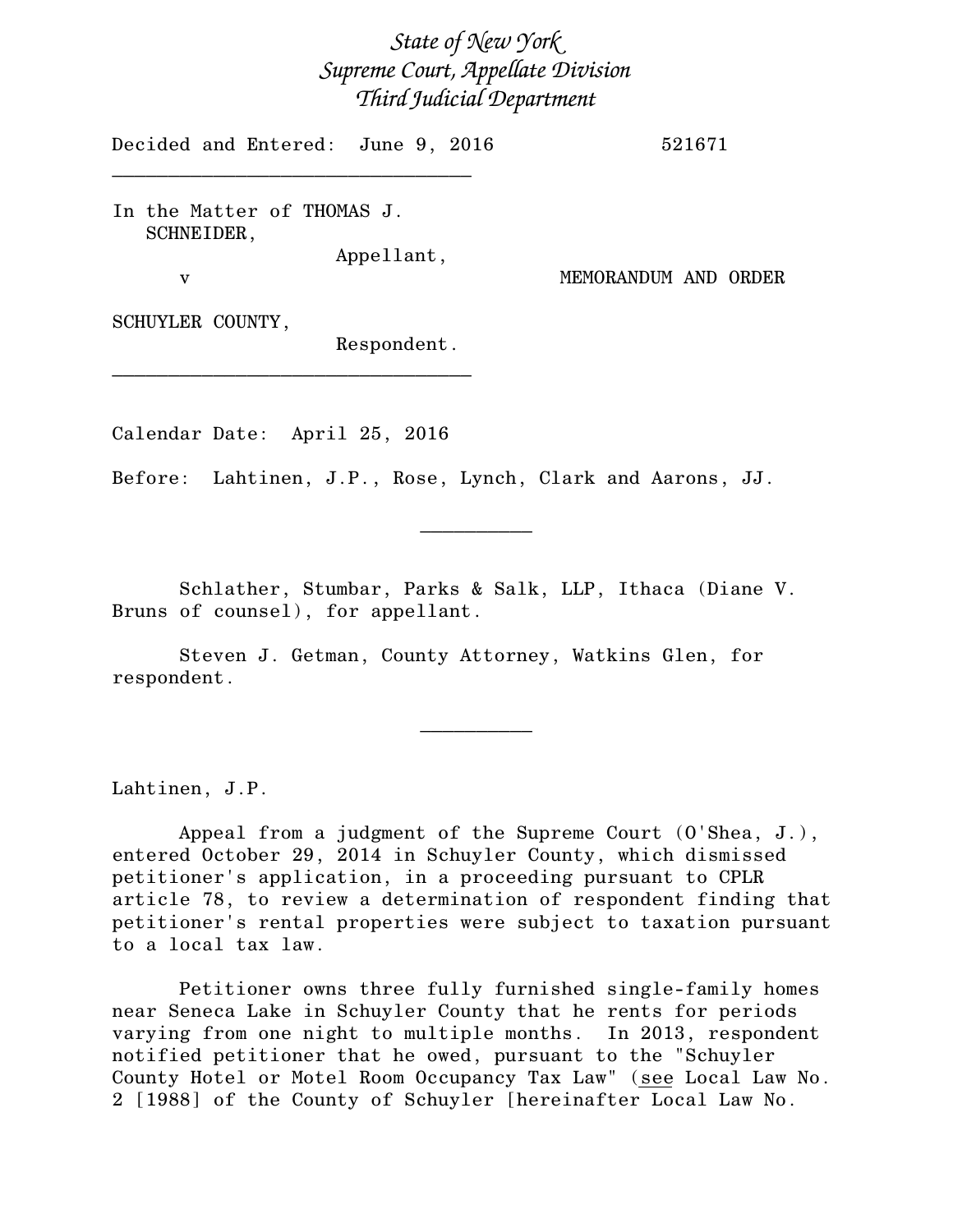*State of New York*
*Supreme Court, Appellate Division*
*Third Judicial Department*

Decided and Entered: June 9, 2016 521671

---

In the Matter of THOMAS J. SCHNEIDER,
Appellant,

v MEMORANDUM AND ORDER

SCHUYLER COUNTY,
Respondent.

---

Calendar Date: April 25, 2016

Before: Lahtinen, J.P., Rose, Lynch, Clark and Aarons, JJ.

---

Schlather, Stumbar, Parks & Salk, LLP, Ithaca (Diane V. Bruns of counsel), for appellant.

Steven J. Getman, County Attorney, Watkins Glen, for respondent.

---

Lahtinen, J.P.

Appeal from a judgment of the Supreme Court (O'Shea, J.), entered October 29, 2014 in Schuyler County, which dismissed petitioner's application, in a proceeding pursuant to CPLR article 78, to review a determination of respondent finding that petitioner's rental properties were subject to taxation pursuant to a local tax law.

Petitioner owns three fully furnished single-family homes near Seneca Lake in Schuyler County that he rents for periods varying from one night to multiple months. In 2013, respondent notified petitioner that he owed, pursuant to the "Schuyler County Hotel or Motel Room Occupancy Tax Law" (see Local Law No. 2 [1988] of the County of Schuyler [hereinafter Local Law No.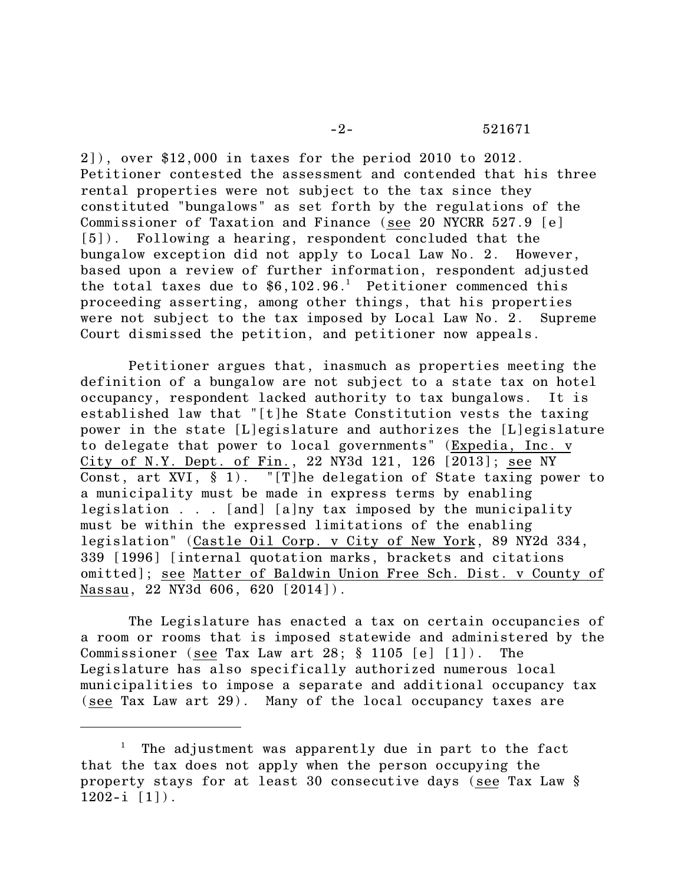2]), over $12,000 in taxes for the period 2010 to 2012. Petitioner contested the assessment and contended that his three rental properties were not subject to the tax since they constituted "bungalows" as set forth by the regulations of the Commissioner of Taxation and Finance (see 20 NYCRR 527.9 [e] [5]). Following a hearing, respondent concluded that the bungalow exception did not apply to Local Law No. 2. However, based upon a review of further information, respondent adjusted the total taxes due to $6,102.96.[1] Petitioner commenced this proceeding asserting, among other things, that his properties were not subject to the tax imposed by Local Law No. 2. Supreme Court dismissed the petition, and petitioner now appeals.

Petitioner argues that, inasmuch as properties meeting the definition of a bungalow are not subject to a state tax on hotel occupancy, respondent lacked authority to tax bungalows. It is established law that "[t]he State Constitution vests the taxing power in the state [L]egislature and authorizes the [L]egislature to delegate that power to local governments" (Expedia, Inc. v City of N.Y. Dept. of Fin., 22 NY3d 121, 126 [2013]; see NY Const, art XVI, § 1). "[T]he delegation of State taxing power to a municipality must be made in express terms by enabling legislation . . . [and] [a]ny tax imposed by the municipality must be within the expressed limitations of the enabling legislation" (Castle Oil Corp. v City of New York, 89 NY2d 334, 339 [1996] [internal quotation marks, brackets and citations omitted]; see Matter of Baldwin Union Free Sch. Dist. v County of Nassau, 22 NY3d 606, 620 [2014]).

The Legislature has enacted a tax on certain occupancies of a room or rooms that is imposed statewide and administered by the Commissioner (see Tax Law art 28; § 1105 [e] [1]). The Legislature has also specifically authorized numerous local municipalities to impose a separate and additional occupancy tax (see Tax Law art 29). Many of the local occupancy taxes are

---

[1] The adjustment was apparently due in part to the fact that the tax does not apply when the person occupying the property stays for at least 30 consecutive days (see Tax Law § 1202-i [1]).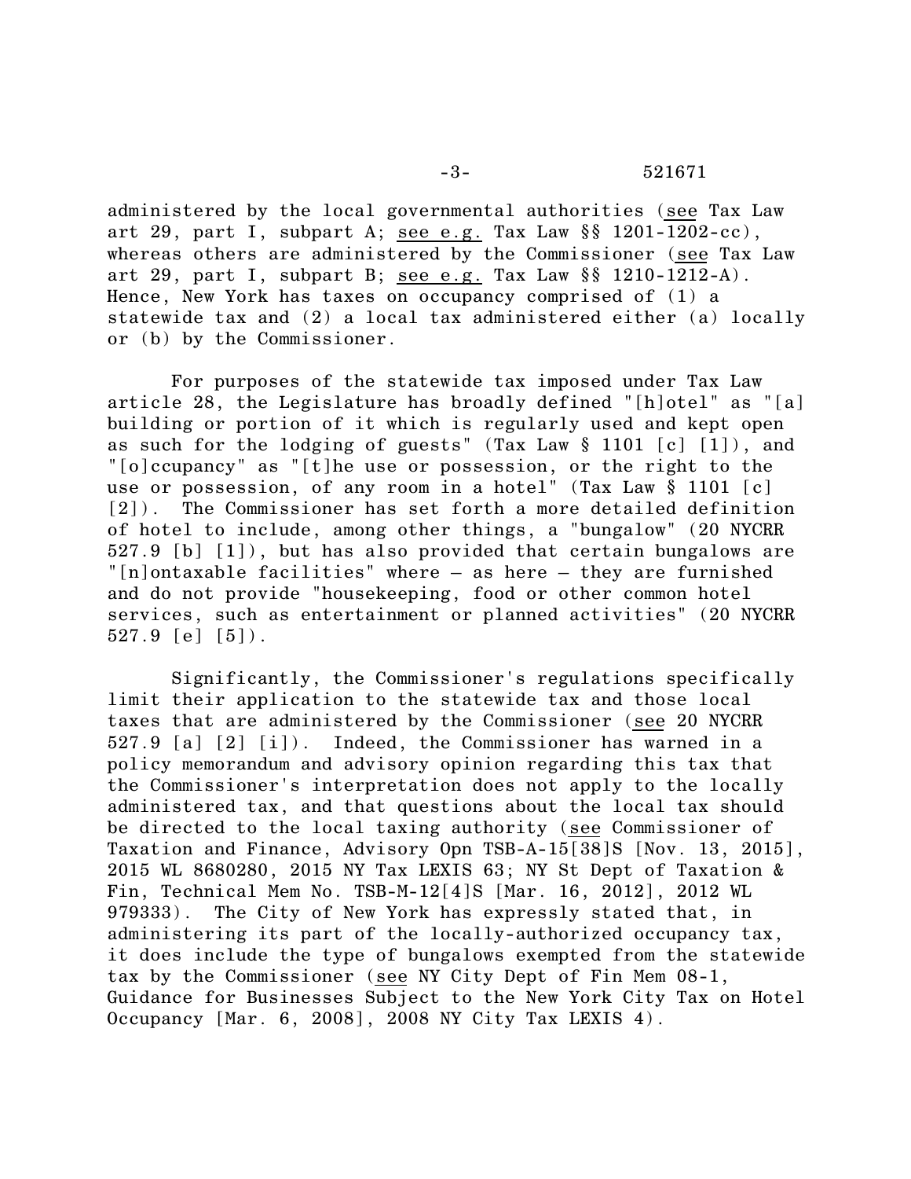administered by the local governmental authorities (see Tax Law art 29, part I, subpart A; see e.g. Tax Law §§ 1201-1202-cc), whereas others are administered by the Commissioner (see Tax Law art 29, part I, subpart B; see e.g. Tax Law §§ 1210-1212-A). Hence, New York has taxes on occupancy comprised of (1) a statewide tax and (2) a local tax administered either (a) locally or (b) by the Commissioner.

For purposes of the statewide tax imposed under Tax Law article 28, the Legislature has broadly defined "[h]otel" as "[a] building or portion of it which is regularly used and kept open as such for the lodging of guests" (Tax Law § 1101 [c] [1]), and "[o]ccupancy" as "[t]he use or possession, or the right to the use or possession, of any room in a hotel" (Tax Law § 1101 [c] [2]). The Commissioner has set forth a more detailed definition of hotel to include, among other things, a "bungalow" (20 NYCRR 527.9 [b] [1]), but has also provided that certain bungalows are "[n]ontaxable facilities" where – as here – they are furnished and do not provide "housekeeping, food or other common hotel services, such as entertainment or planned activities" (20 NYCRR 527.9 [e] [5]).

Significantly, the Commissioner's regulations specifically limit their application to the statewide tax and those local taxes that are administered by the Commissioner (see 20 NYCRR 527.9 [a] [2] [i]). Indeed, the Commissioner has warned in a policy memorandum and advisory opinion regarding this tax that the Commissioner's interpretation does not apply to the locally administered tax, and that questions about the local tax should be directed to the local taxing authority (see Commissioner of Taxation and Finance, Advisory Opn TSB-A-15[38]S [Nov. 13, 2015], 2015 WL 8680280, 2015 NY Tax LEXIS 63; NY St Dept of Taxation & Fin, Technical Mem No. TSB-M-12[4]S [Mar. 16, 2012], 2012 WL 979333). The City of New York has expressly stated that, in administering its part of the locally-authorized occupancy tax, it does include the type of bungalows exempted from the statewide tax by the Commissioner (see NY City Dept of Fin Mem 08-1, Guidance for Businesses Subject to the New York City Tax on Hotel Occupancy [Mar. 6, 2008], 2008 NY City Tax LEXIS 4).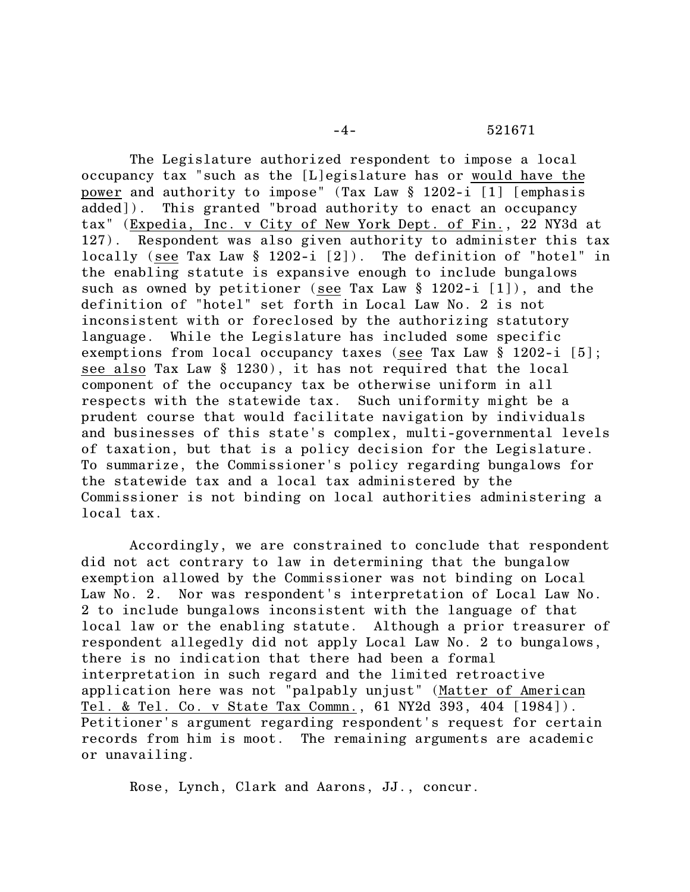The Legislature authorized respondent to impose a local occupancy tax "such as the [L]egislature has or _would have the power_ and authority to impose" (Tax Law § 1202-i [1] [emphasis added]). This granted "broad authority to enact an occupancy tax" (_Expedia, Inc. v City of New York Dept. of Fin._, 22 NY3d at 127). Respondent was also given authority to administer this tax locally (_see_ Tax Law § 1202-i [2]). The definition of "hotel" in the enabling statute is expansive enough to include bungalows such as owned by petitioner (_see_ Tax Law § 1202-i [1]), and the definition of "hotel" set forth in Local Law No. 2 is not inconsistent with or foreclosed by the authorizing statutory language. While the Legislature has included some specific exemptions from local occupancy taxes (_see_ Tax Law § 1202-i [5]; _see also_ Tax Law § 1230), it has not required that the local component of the occupancy tax be otherwise uniform in all respects with the statewide tax. Such uniformity might be a prudent course that would facilitate navigation by individuals and businesses of this state's complex, multi-governmental levels of taxation, but that is a policy decision for the Legislature. To summarize, the Commissioner's policy regarding bungalows for the statewide tax and a local tax administered by the Commissioner is not binding on local authorities administering a local tax.

Accordingly, we are constrained to conclude that respondent did not act contrary to law in determining that the bungalow exemption allowed by the Commissioner was not binding on Local Law No. 2. Nor was respondent's interpretation of Local Law No. 2 to include bungalows inconsistent with the language of that local law or the enabling statute. Although a prior treasurer of respondent allegedly did not apply Local Law No. 2 to bungalows, there is no indication that there had been a formal interpretation in such regard and the limited retroactive application here was not "palpably unjust" (_Matter of American Tel. & Tel. Co. v State Tax Commn._, 61 NY2d 393, 404 [1984]). Petitioner's argument regarding respondent's request for certain records from him is moot. The remaining arguments are academic or unavailing.

Rose, Lynch, Clark and Aarons, JJ., concur.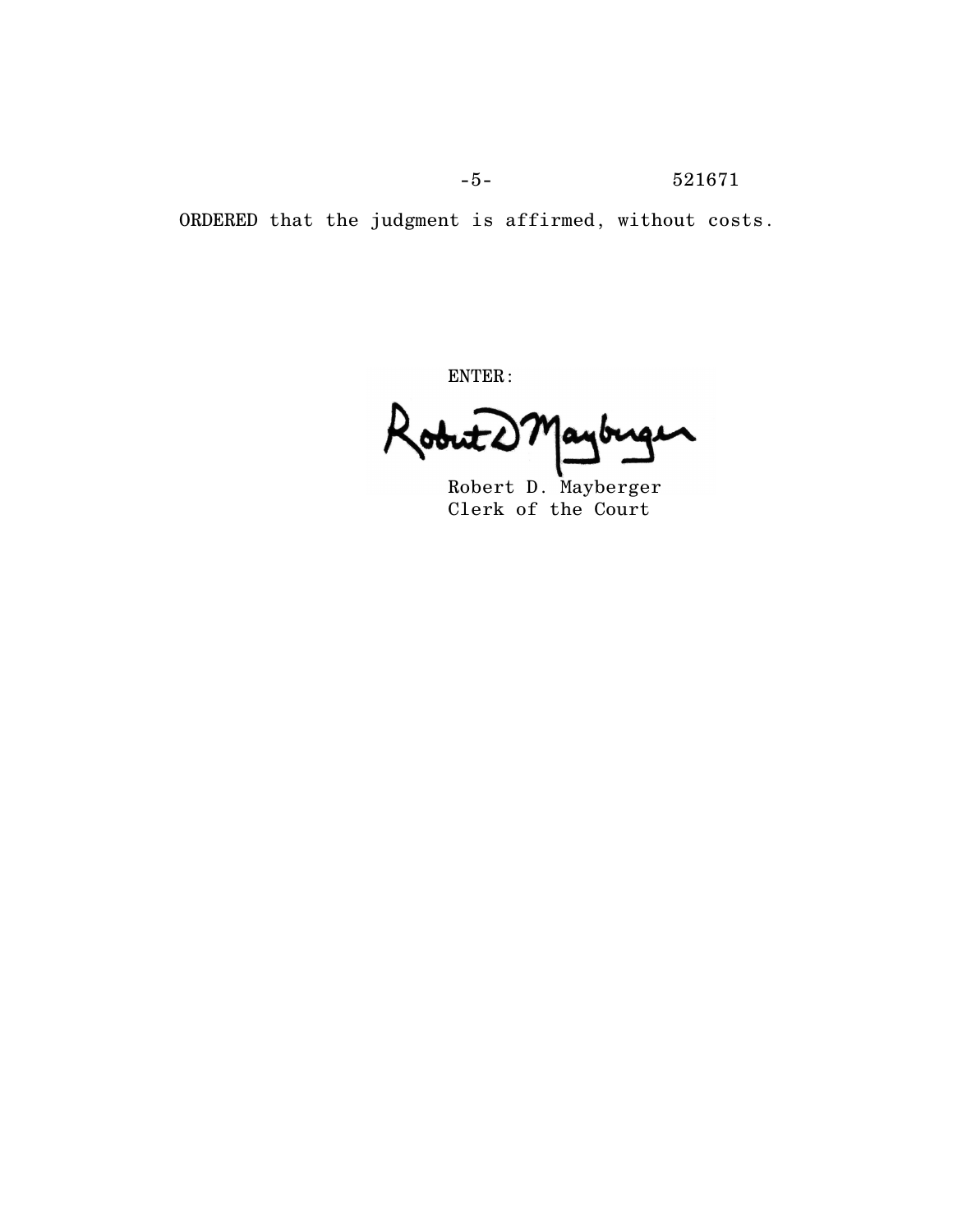ORDERED that the judgment is affirmed, without costs.

ENTER:

Robert D. Mayberger
Clerk of the Court